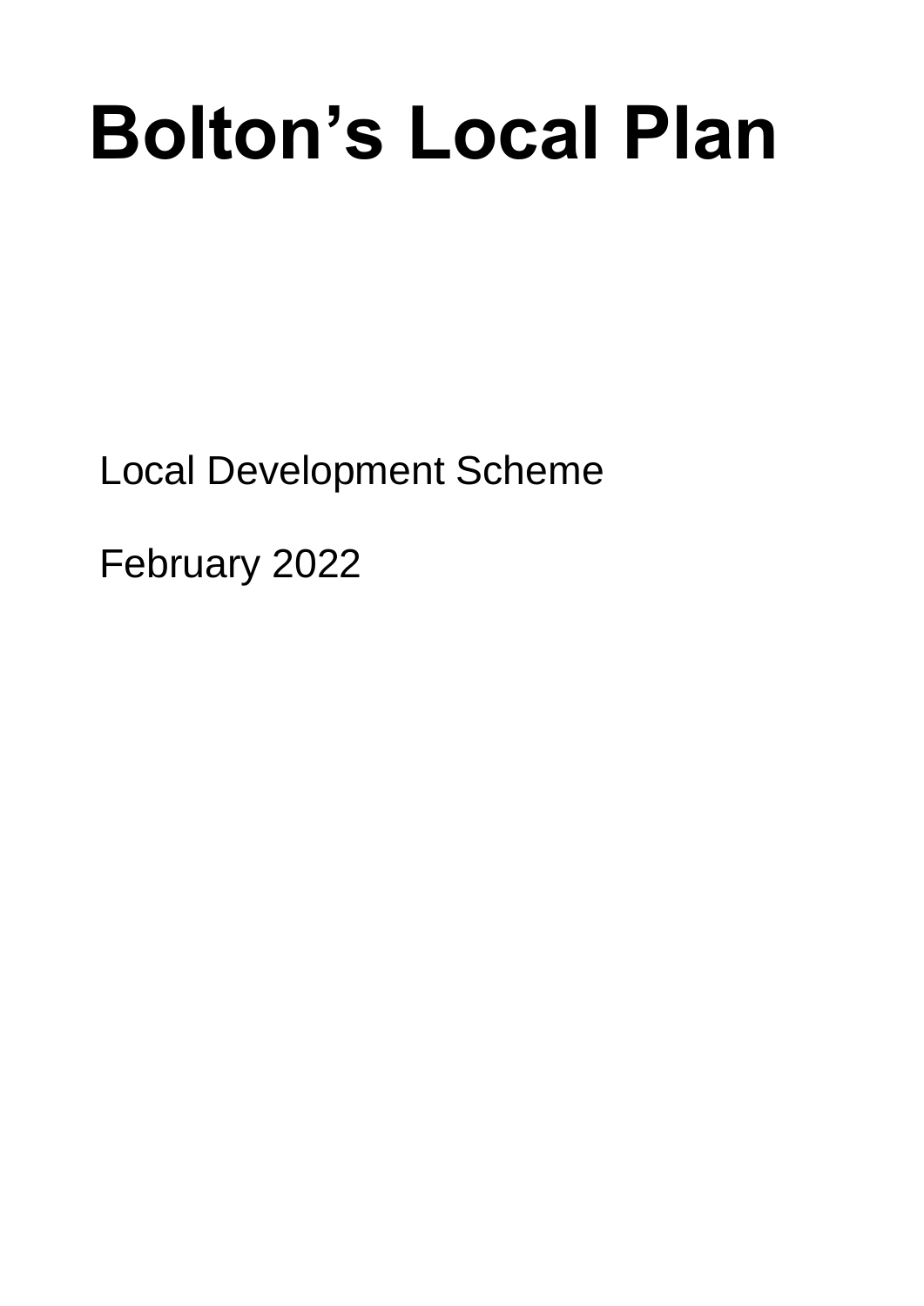# Bolton’s Local Plan

Local Development Scheme

February 2022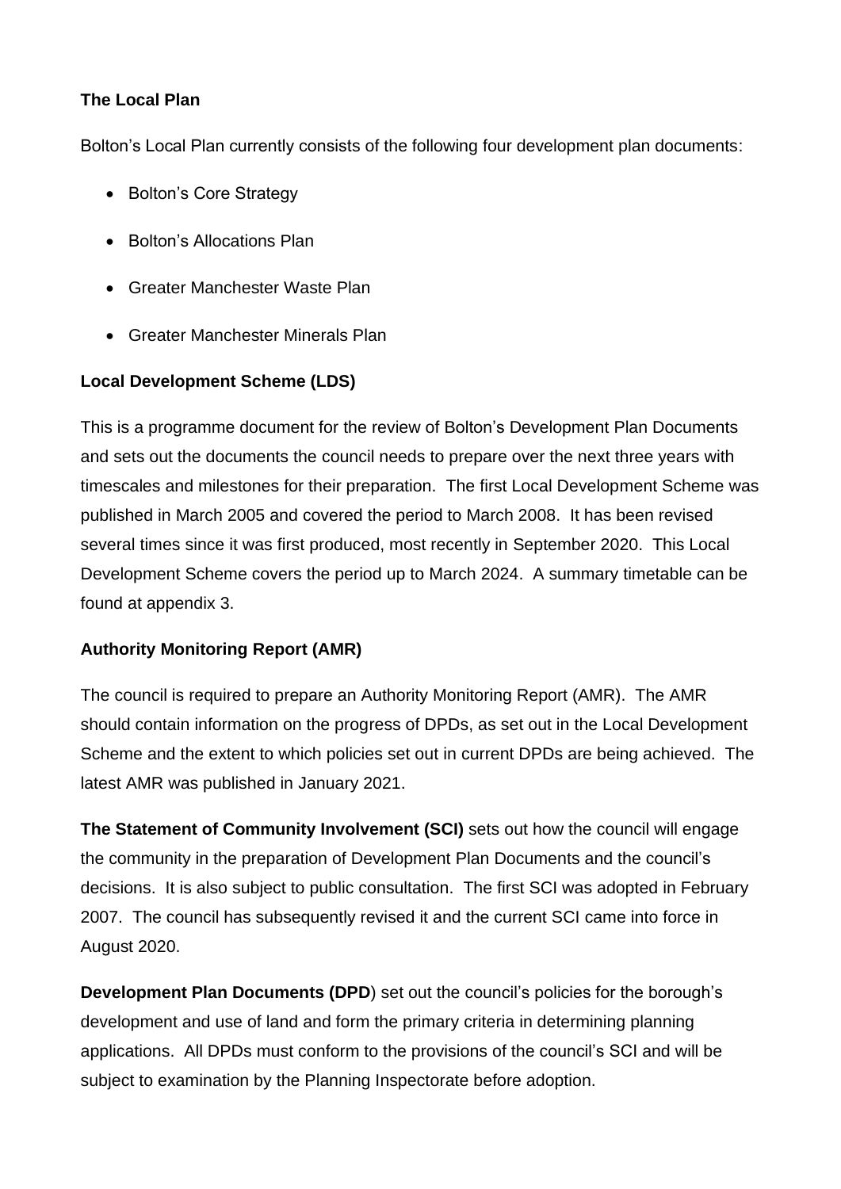**The Local Plan**

Bolton's Local Plan currently consists of the following four development plan documents:

- Bolton's Core Strategy
- Bolton's Allocations Plan
- Greater Manchester Waste Plan
- Greater Manchester Minerals Plan

**Local Development Scheme (LDS)**

This is a programme document for the review of Bolton's Development Plan Documents and sets out the documents the council needs to prepare over the next three years with timescales and milestones for their preparation. The first Local Development Scheme was published in March 2005 and covered the period to March 2008. It has been revised several times since it was first produced, most recently in September 2020. This Local Development Scheme covers the period up to March 2024. A summary timetable can be found at appendix 3.

**Authority Monitoring Report (AMR)**

The council is required to prepare an Authority Monitoring Report (AMR). The AMR should contain information on the progress of DPDs, as set out in the Local Development Scheme and the extent to which policies set out in current DPDs are being achieved. The latest AMR was published in January 2021.

**The Statement of Community Involvement (SCI)** sets out how the council will engage the community in the preparation of Development Plan Documents and the council's decisions. It is also subject to public consultation. The first SCI was adopted in February 2007. The council has subsequently revised it and the current SCI came into force in August 2020.

**Development Plan Documents (DPD**) set out the council's policies for the borough's development and use of land and form the primary criteria in determining planning applications. All DPDs must conform to the provisions of the council's SCI and will be subject to examination by the Planning Inspectorate before adoption.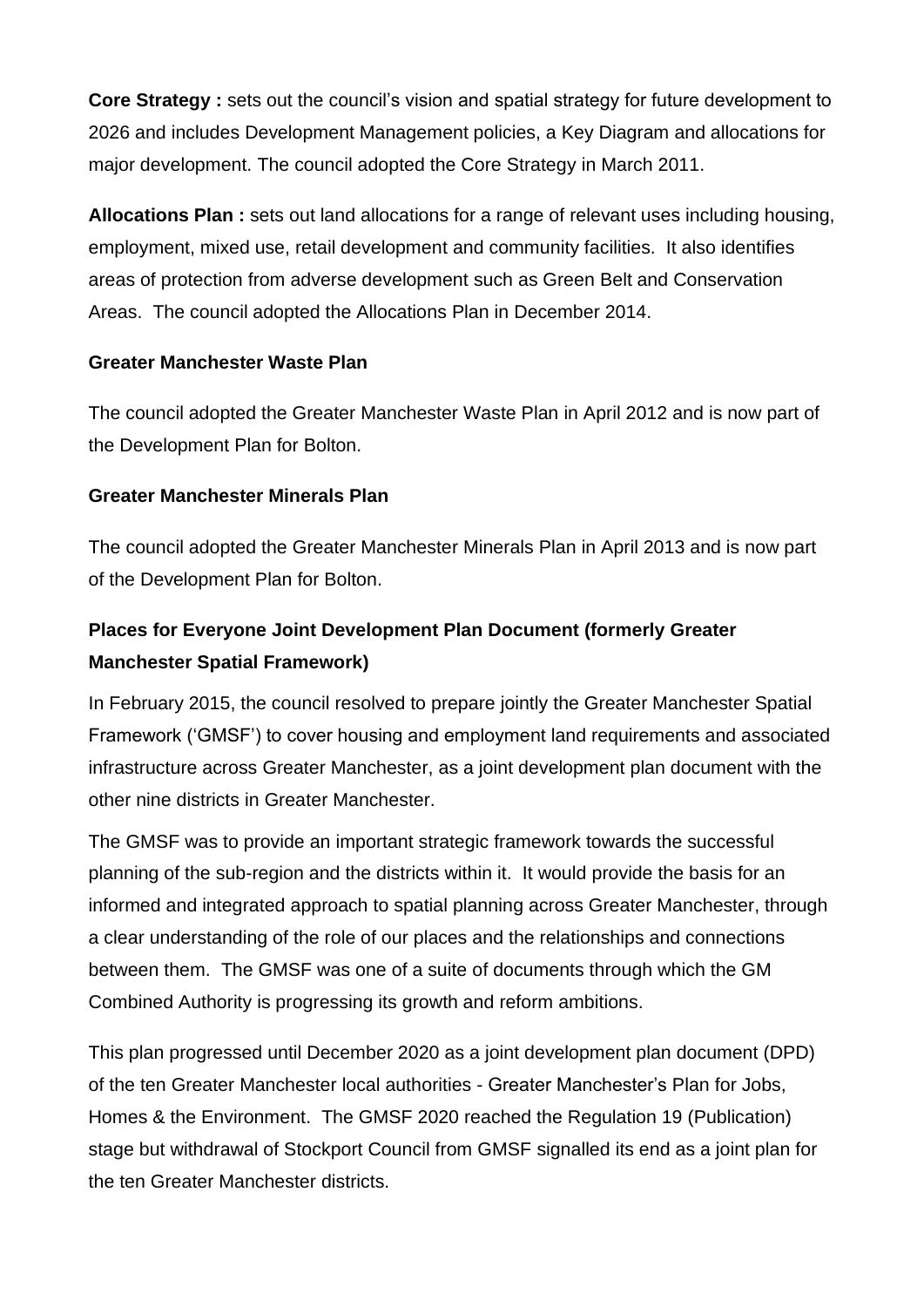**Core Strategy :** sets out the council's vision and spatial strategy for future development to 2026 and includes Development Management policies, a Key Diagram and allocations for major development. The council adopted the Core Strategy in March 2011.

**Allocations Plan :** sets out land allocations for a range of relevant uses including housing, employment, mixed use, retail development and community facilities. It also identifies areas of protection from adverse development such as Green Belt and Conservation Areas. The council adopted the Allocations Plan in December 2014.

**Greater Manchester Waste Plan**

The council adopted the Greater Manchester Waste Plan in April 2012 and is now part of the Development Plan for Bolton.

**Greater Manchester Minerals Plan**

The council adopted the Greater Manchester Minerals Plan in April 2013 and is now part of the Development Plan for Bolton.

**Places for Everyone Joint Development Plan Document (formerly Greater Manchester Spatial Framework)**

In February 2015, the council resolved to prepare jointly the Greater Manchester Spatial Framework ('GMSF') to cover housing and employment land requirements and associated infrastructure across Greater Manchester, as a joint development plan document with the other nine districts in Greater Manchester.

The GMSF was to provide an important strategic framework towards the successful planning of the sub-region and the districts within it. It would provide the basis for an informed and integrated approach to spatial planning across Greater Manchester, through a clear understanding of the role of our places and the relationships and connections between them. The GMSF was one of a suite of documents through which the GM Combined Authority is progressing its growth and reform ambitions.

This plan progressed until December 2020 as a joint development plan document (DPD) of the ten Greater Manchester local authorities - Greater Manchester's Plan for Jobs, Homes & the Environment. The GMSF 2020 reached the Regulation 19 (Publication) stage but withdrawal of Stockport Council from GMSF signalled its end as a joint plan for the ten Greater Manchester districts.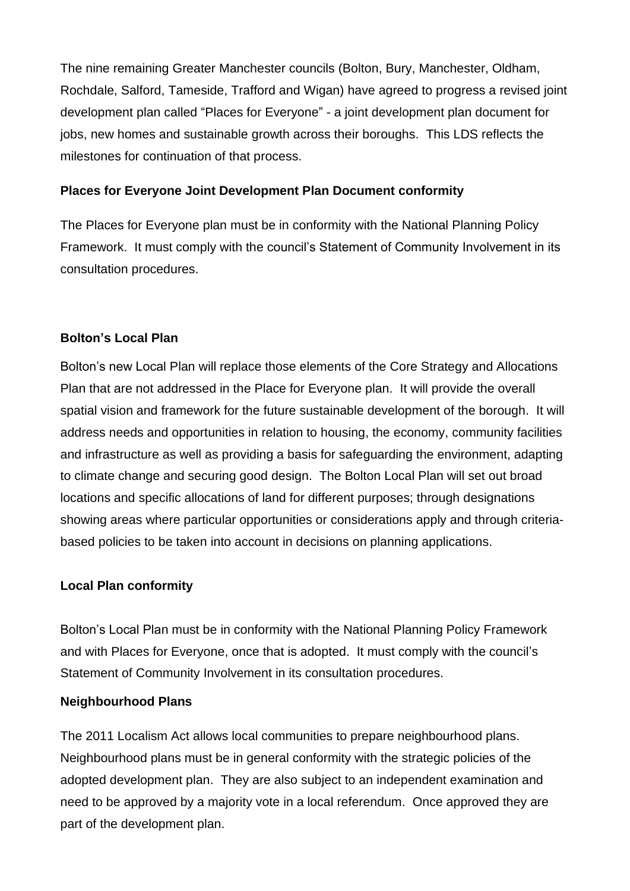The nine remaining Greater Manchester councils (Bolton, Bury, Manchester, Oldham, Rochdale, Salford, Tameside, Trafford and Wigan) have agreed to progress a revised joint development plan called "Places for Everyone" - a joint development plan document for jobs, new homes and sustainable growth across their boroughs. This LDS reflects the milestones for continuation of that process.

**Places for Everyone Joint Development Plan Document conformity**

The Places for Everyone plan must be in conformity with the National Planning Policy Framework. It must comply with the council's Statement of Community Involvement in its consultation procedures.

**Bolton's Local Plan**

Bolton's new Local Plan will replace those elements of the Core Strategy and Allocations Plan that are not addressed in the Place for Everyone plan. It will provide the overall spatial vision and framework for the future sustainable development of the borough. It will address needs and opportunities in relation to housing, the economy, community facilities and infrastructure as well as providing a basis for safeguarding the environment, adapting to climate change and securing good design. The Bolton Local Plan will set out broad locations and specific allocations of land for different purposes; through designations showing areas where particular opportunities or considerations apply and through criteria-based policies to be taken into account in decisions on planning applications.

**Local Plan conformity**

Bolton's Local Plan must be in conformity with the National Planning Policy Framework and with Places for Everyone, once that is adopted. It must comply with the council's Statement of Community Involvement in its consultation procedures.

**Neighbourhood Plans**

The 2011 Localism Act allows local communities to prepare neighbourhood plans. Neighbourhood plans must be in general conformity with the strategic policies of the adopted development plan. They are also subject to an independent examination and need to be approved by a majority vote in a local referendum. Once approved they are part of the development plan.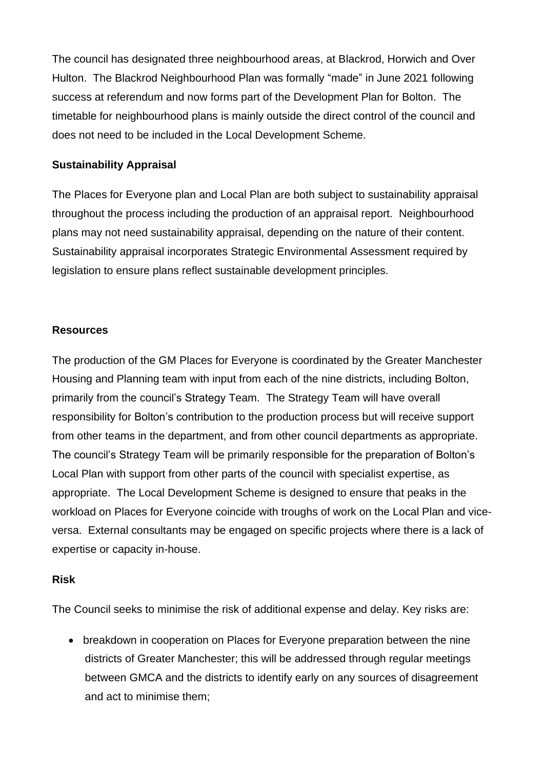The council has designated three neighbourhood areas, at Blackrod, Horwich and Over Hulton. The Blackrod Neighbourhood Plan was formally "made" in June 2021 following success at referendum and now forms part of the Development Plan for Bolton. The timetable for neighbourhood plans is mainly outside the direct control of the council and does not need to be included in the Local Development Scheme.

**Sustainability Appraisal**

The Places for Everyone plan and Local Plan are both subject to sustainability appraisal throughout the process including the production of an appraisal report. Neighbourhood plans may not need sustainability appraisal, depending on the nature of their content. Sustainability appraisal incorporates Strategic Environmental Assessment required by legislation to ensure plans reflect sustainable development principles.

**Resources**

The production of the GM Places for Everyone is coordinated by the Greater Manchester Housing and Planning team with input from each of the nine districts, including Bolton, primarily from the council's Strategy Team. The Strategy Team will have overall responsibility for Bolton's contribution to the production process but will receive support from other teams in the department, and from other council departments as appropriate. The council's Strategy Team will be primarily responsible for the preparation of Bolton's Local Plan with support from other parts of the council with specialist expertise, as appropriate. The Local Development Scheme is designed to ensure that peaks in the workload on Places for Everyone coincide with troughs of work on the Local Plan and vice-versa. External consultants may be engaged on specific projects where there is a lack of expertise or capacity in-house.

**Risk**

The Council seeks to minimise the risk of additional expense and delay. Key risks are:

- breakdown in cooperation on Places for Everyone preparation between the nine districts of Greater Manchester; this will be addressed through regular meetings between GMCA and the districts to identify early on any sources of disagreement and act to minimise them;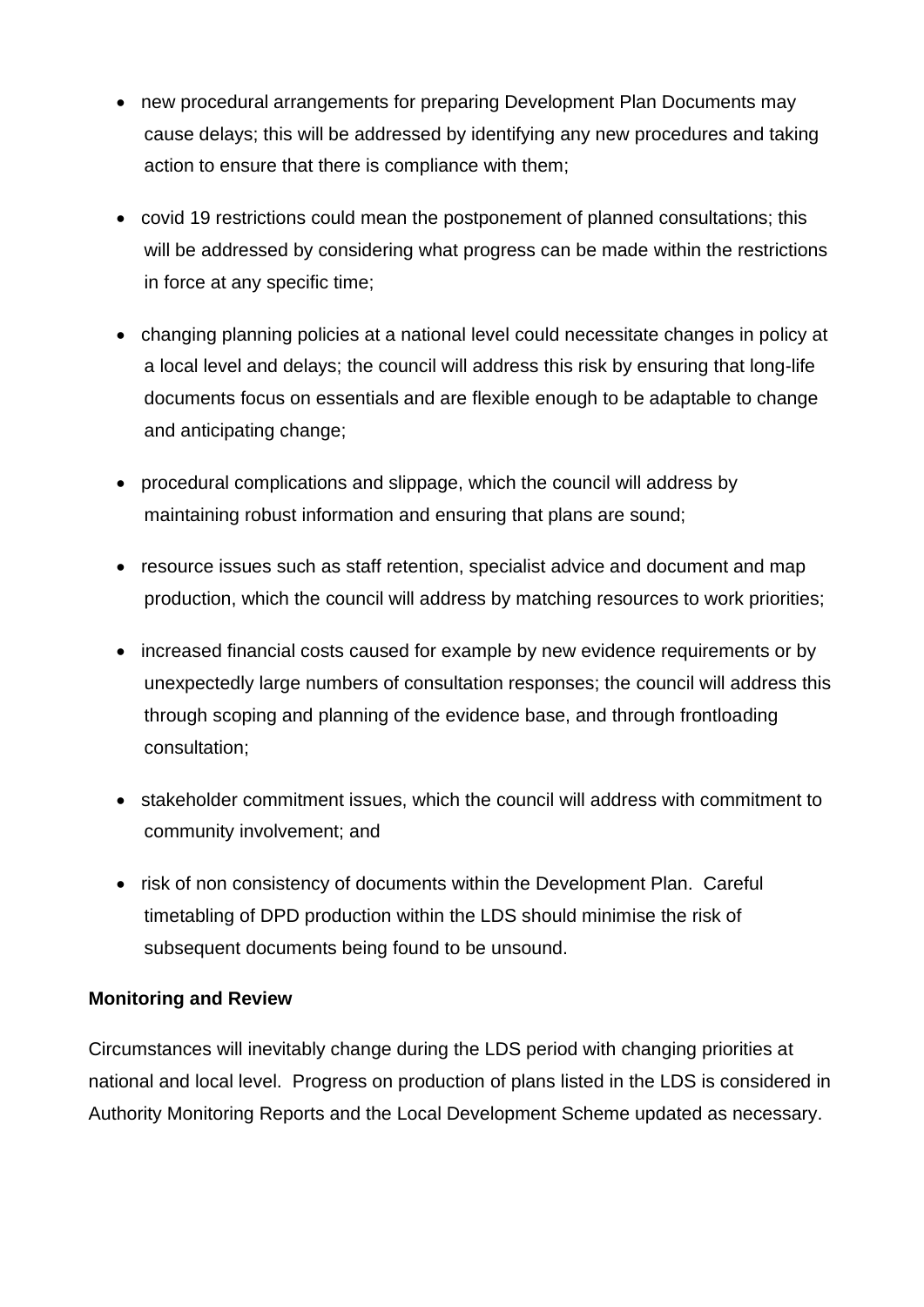- new procedural arrangements for preparing Development Plan Documents may cause delays; this will be addressed by identifying any new procedures and taking action to ensure that there is compliance with them;

- covid 19 restrictions could mean the postponement of planned consultations; this will be addressed by considering what progress can be made within the restrictions in force at any specific time;

- changing planning policies at a national level could necessitate changes in policy at a local level and delays; the council will address this risk by ensuring that long-life documents focus on essentials and are flexible enough to be adaptable to change and anticipating change;

- procedural complications and slippage, which the council will address by maintaining robust information and ensuring that plans are sound;

- resource issues such as staff retention, specialist advice and document and map production, which the council will address by matching resources to work priorities;

- increased financial costs caused for example by new evidence requirements or by unexpectedly large numbers of consultation responses; the council will address this through scoping and planning of the evidence base, and through frontloading consultation;

- stakeholder commitment issues, which the council will address with commitment to community involvement; and

- risk of non consistency of documents within the Development Plan. Careful timetabling of DPD production within the LDS should minimise the risk of subsequent documents being found to be unsound.

**Monitoring and Review**

Circumstances will inevitably change during the LDS period with changing priorities at national and local level. Progress on production of plans listed in the LDS is considered in Authority Monitoring Reports and the Local Development Scheme updated as necessary.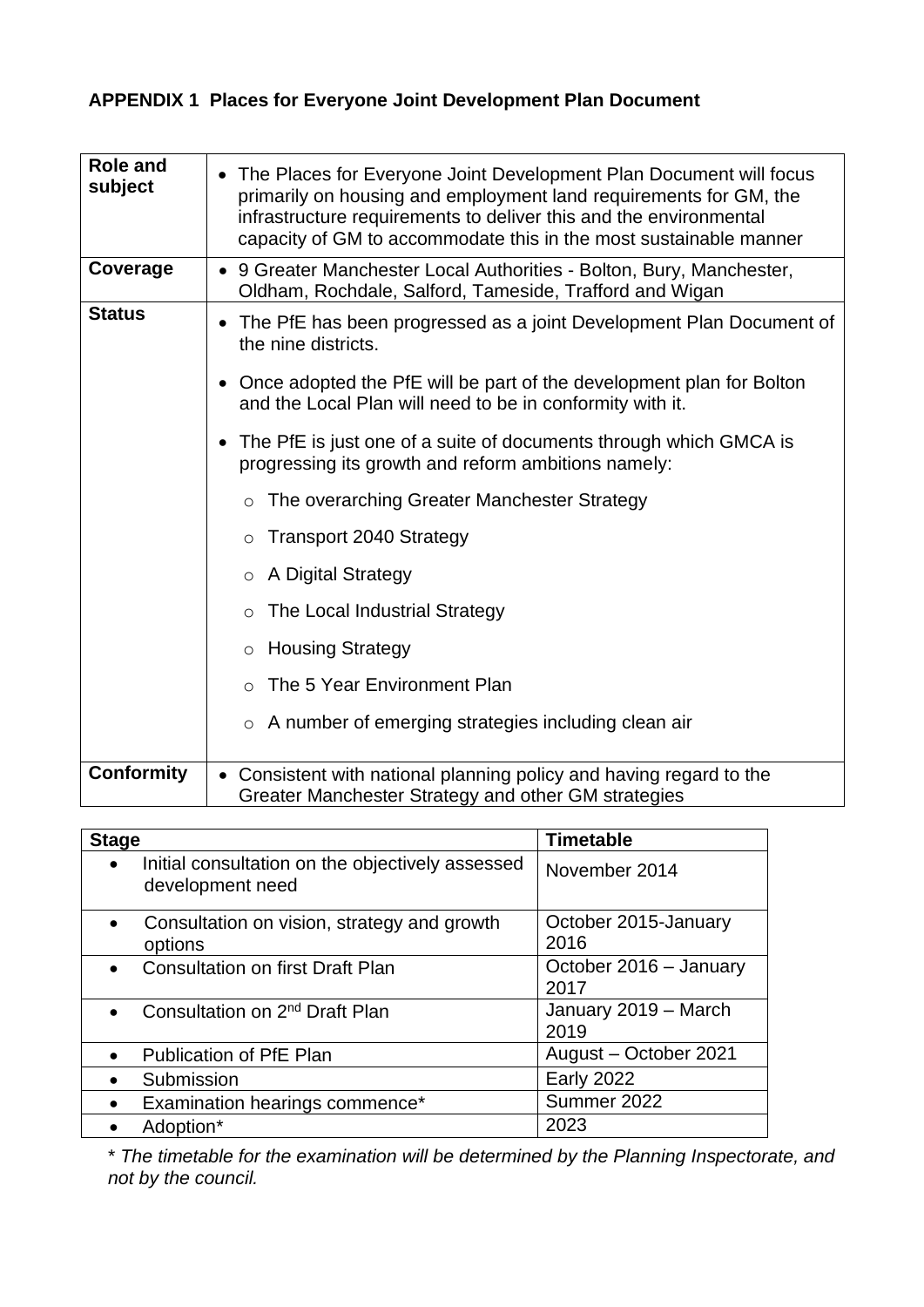## APPENDIX 1 Places for Everyone Joint Development Plan Document

| | |
|---|---|
| **Role and subject** | • The Places for Everyone Joint Development Plan Document will focus primarily on housing and employment land requirements for GM, the infrastructure requirements to deliver this and the environmental capacity of GM to accommodate this in the most sustainable manner |
| **Coverage** | • 9 Greater Manchester Local Authorities - Bolton, Bury, Manchester, Oldham, Rochdale, Salford, Tameside, Trafford and Wigan |
| **Status** | • The PfE has been progressed as a joint Development Plan Document of the nine districts.<br>• Once adopted the PfE will be part of the development plan for Bolton and the Local Plan will need to be in conformity with it.<br>• The PfE is just one of a suite of documents through which GMCA is progressing its growth and reform ambitions namely:<br>○ The overarching Greater Manchester Strategy<br>○ Transport 2040 Strategy<br>○ A Digital Strategy<br>○ The Local Industrial Strategy<br>○ Housing Strategy<br>○ The 5 Year Environment Plan<br>○ A number of emerging strategies including clean air |
| **Conformity** | • Consistent with national planning policy and having regard to the Greater Manchester Strategy and other GM strategies |

| Stage | Timetable |
|---|---|
| • Initial consultation on the objectively assessed development need | November 2014 |
| • Consultation on vision, strategy and growth options | October 2015-January 2016 |
| • Consultation on first Draft Plan | October 2016 – January 2017 |
| • Consultation on 2nd Draft Plan | January 2019 – March 2019 |
| • Publication of PfE Plan | August – October 2021 |
| • Submission | Early 2022 |
| • Examination hearings commence* | Summer 2022 |
| • Adoption* | 2023 |

*\* The timetable for the examination will be determined by the Planning Inspectorate, and not by the council.*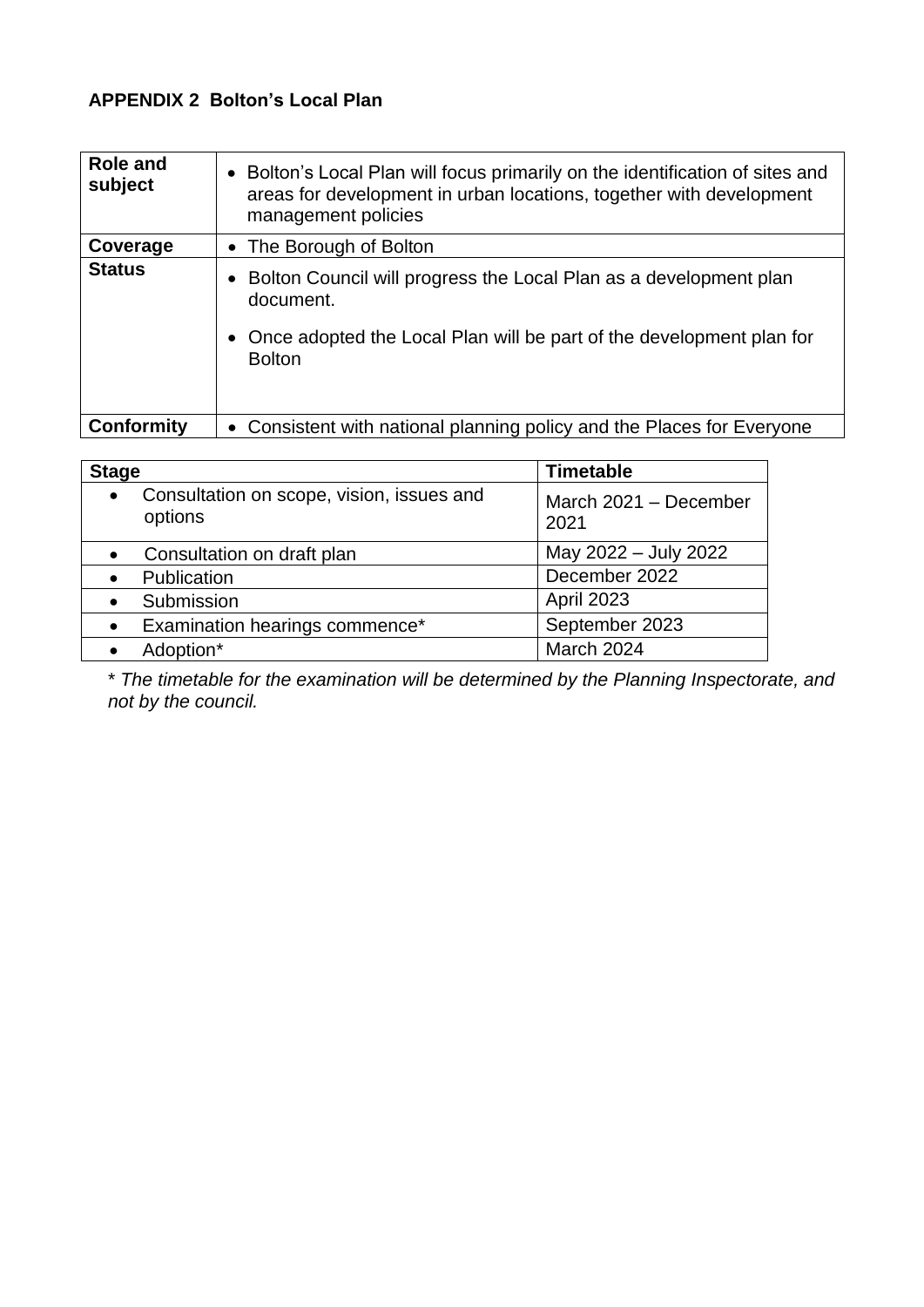**APPENDIX 2 Bolton's Local Plan**

| **Role and subject** | • Bolton's Local Plan will focus primarily on the identification of sites and areas for development in urban locations, together with development management policies |
|---|---|
| **Coverage** | • The Borough of Bolton |
| **Status** | • Bolton Council will progress the Local Plan as a development plan document.<br>• Once adopted the Local Plan will be part of the development plan for Bolton |
| **Conformity** | • Consistent with national planning policy and the Places for Everyone |

| **Stage** | **Timetable** |
|---|---|
| • Consultation on scope, vision, issues and options | March 2021 – December 2021 |
| • Consultation on draft plan | May 2022 – July 2022 |
| • Publication | December 2022 |
| • Submission | April 2023 |
| • Examination hearings commence* | September 2023 |
| • Adoption* | March 2024 |

*\* The timetable for the examination will be determined by the Planning Inspectorate, and not by the council.*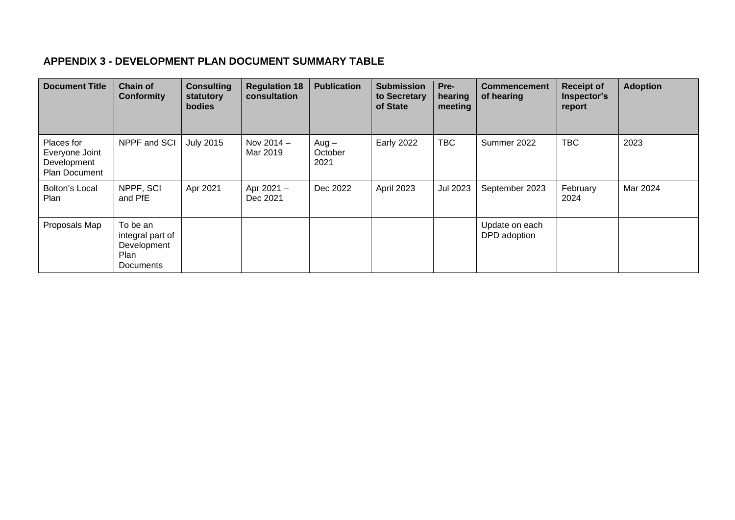## APPENDIX 3 - DEVELOPMENT PLAN DOCUMENT SUMMARY TABLE

| Document Title | Chain of Conformity | Consulting statutory bodies | Regulation 18 consultation | Publication | Submission to Secretary of State | Pre-hearing meeting | Commencement of hearing | Receipt of Inspector's report | Adoption |
|---|---|---|---|---|---|---|---|---|---|
| Places for Everyone Joint Development Plan Document | NPPF and SCI | July 2015 | Nov 2014 – Mar 2019 | Aug – October 2021 | Early 2022 | TBC | Summer 2022 | TBC | 2023 |
| Bolton's Local Plan | NPPF, SCI and PfE | Apr 2021 | Apr 2021 – Dec 2021 | Dec 2022 | April 2023 | Jul 2023 | September 2023 | February 2024 | Mar 2024 |
| Proposals Map | To be an integral part of Development Plan Documents | | | | | | Update on each DPD adoption | | |